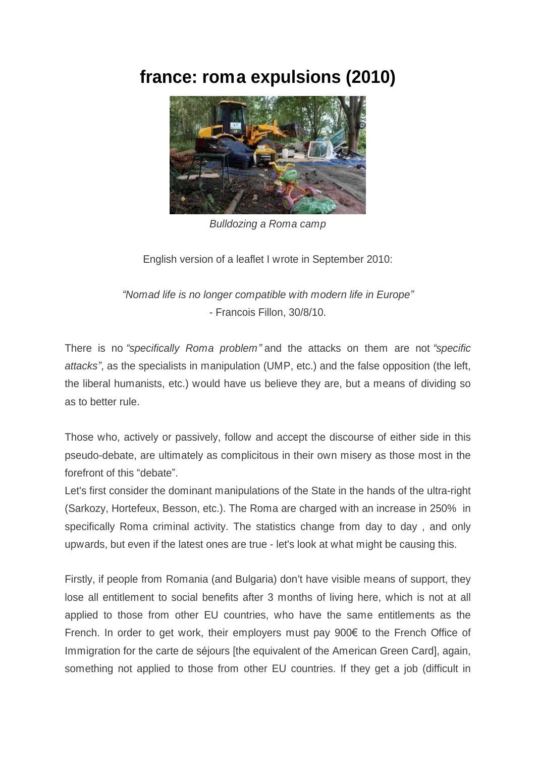# france: roma expulsions (2010)

*Bulldozing a Roma camp*

English version of a leaflet I wrote in September 2010:

*"Nomad life is no longer compatible with modern life in Europe"*
- Francois Fillon, 30/8/10.

There is no *"specifically Roma problem"* and the attacks on them are not *"specific attacks"*, as the specialists in manipulation (UMP, etc.) and the false opposition (the left, the liberal humanists, etc.) would have us believe they are, but a means of dividing so as to better rule.

Those who, actively or passively, follow and accept the discourse of either side in this pseudo-debate, are ultimately as complicitous in their own misery as those most in the forefront of this "debate".

Let's first consider the dominant manipulations of the State in the hands of the ultra-right (Sarkozy, Hortefeux, Besson, etc.). The Roma are charged with an increase in 250% in specifically Roma criminal activity. The statistics change from day to day , and only upwards, but even if the latest ones are true - let's look at what might be causing this.

Firstly, if people from Romania (and Bulgaria) don't have visible means of support, they lose all entitlement to social benefits after 3 months of living here, which is not at all applied to those from other EU countries, who have the same entitlements as the French. In order to get work, their employers must pay 900€ to the French Office of Immigration for the carte de séjours [the equivalent of the American Green Card], again, something not applied to those from other EU countries. If they get a job (difficult in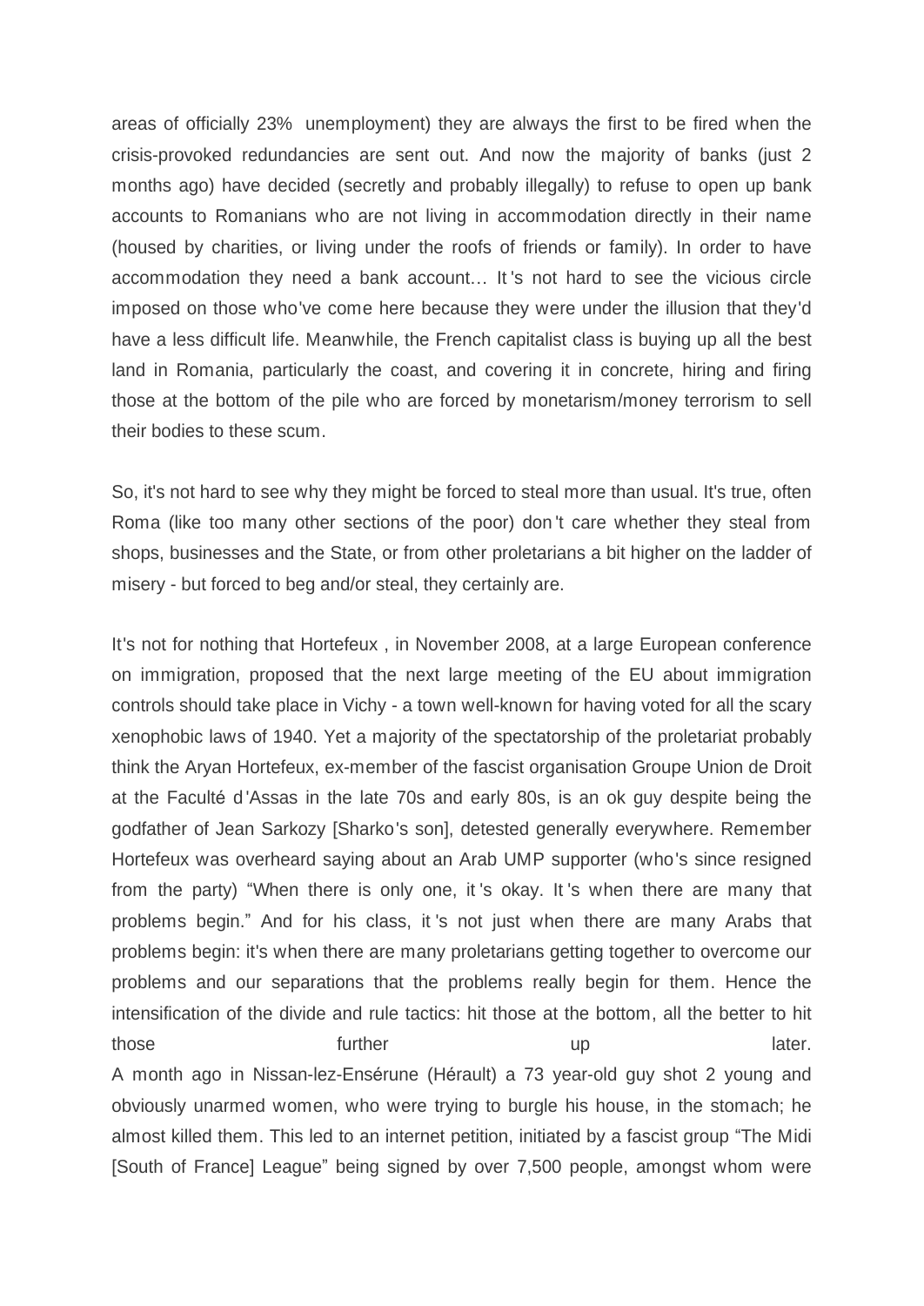areas of officially 23% unemployment) they are always the first to be fired when the crisis-provoked redundancies are sent out. And now the majority of banks (just 2 months ago) have decided (secretly and probably illegally) to refuse to open up bank accounts to Romanians who are not living in accommodation directly in their name (housed by charities, or living under the roofs of friends or family). In order to have accommodation they need a bank account… It's not hard to see the vicious circle imposed on those who've come here because they were under the illusion that they'd have a less difficult life. Meanwhile, the French capitalist class is buying up all the best land in Romania, particularly the coast, and covering it in concrete, hiring and firing those at the bottom of the pile who are forced by monetarism/money terrorism to sell their bodies to these scum.

So, it's not hard to see why they might be forced to steal more than usual. It's true, often Roma (like too many other sections of the poor) don't care whether they steal from shops, businesses and the State, or from other proletarians a bit higher on the ladder of misery - but forced to beg and/or steal, they certainly are.

It's not for nothing that Hortefeux , in November 2008, at a large European conference on immigration, proposed that the next large meeting of the EU about immigration controls should take place in Vichy - a town well-known for having voted for all the scary xenophobic laws of 1940. Yet a majority of the spectatorship of the proletariat probably think the Aryan Hortefeux, ex-member of the fascist organisation Groupe Union de Droit at the Faculté d'Assas in the late 70s and early 80s, is an ok guy despite being the godfather of Jean Sarkozy [Sharko's son], detested generally everywhere. Remember Hortefeux was overheard saying about an Arab UMP supporter (who's since resigned from the party) "When there is only one, it's okay. It's when there are many that problems begin." And for his class, it's not just when there are many Arabs that problems begin: it's when there are many proletarians getting together to overcome our problems and our separations that the problems really begin for them. Hence the intensification of the divide and rule tactics: hit those at the bottom, all the better to hit those further up later.

A month ago in Nissan-lez-Ensérune (Hérault) a 73 year-old guy shot 2 young and obviously unarmed women, who were trying to burgle his house, in the stomach; he almost killed them. This led to an internet petition, initiated by a fascist group "The Midi [South of France] League" being signed by over 7,500 people, amongst whom were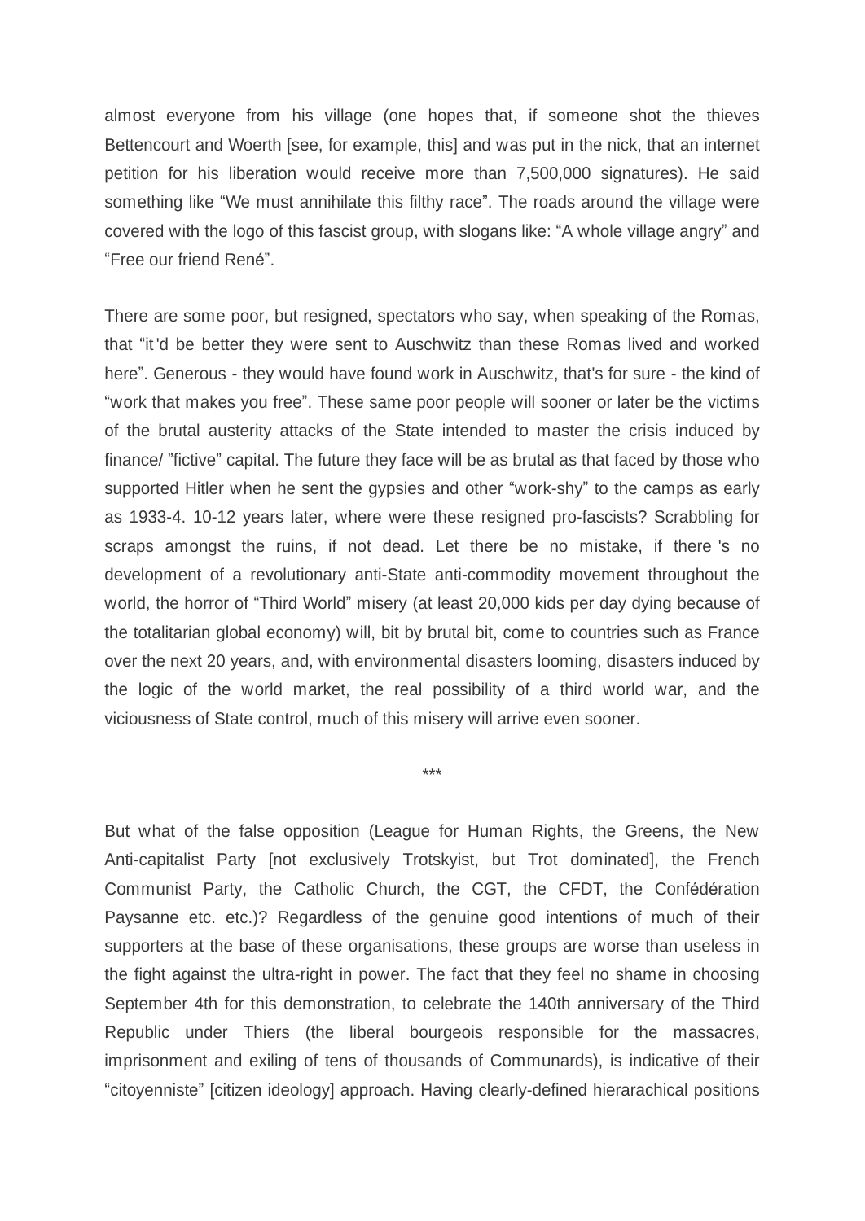almost everyone from his village (one hopes that, if someone shot the thieves Bettencourt and Woerth [see, for example, this] and was put in the nick, that an internet petition for his liberation would receive more than 7,500,000 signatures). He said something like "We must annihilate this filthy race". The roads around the village were covered with the logo of this fascist group, with slogans like: "A whole village angry" and "Free our friend René".

There are some poor, but resigned, spectators who say, when speaking of the Romas, that "it'd be better they were sent to Auschwitz than these Romas lived and worked here". Generous - they would have found work in Auschwitz, that's for sure - the kind of "work that makes you free". These same poor people will sooner or later be the victims of the brutal austerity attacks of the State intended to master the crisis induced by finance/ "fictive" capital. The future they face will be as brutal as that faced by those who supported Hitler when he sent the gypsies and other "work-shy" to the camps as early as 1933-4. 10-12 years later, where were these resigned pro-fascists? Scrabbling for scraps amongst the ruins, if not dead. Let there be no mistake, if there's no development of a revolutionary anti-State anti-commodity movement throughout the world, the horror of "Third World" misery (at least 20,000 kids per day dying because of the totalitarian global economy) will, bit by brutal bit, come to countries such as France over the next 20 years, and, with environmental disasters looming, disasters induced by the logic of the world market, the real possibility of a third world war, and the viciousness of State control, much of this misery will arrive even sooner.

***

But what of the false opposition (League for Human Rights, the Greens, the New Anti-capitalist Party [not exclusively Trotskyist, but Trot dominated], the French Communist Party, the Catholic Church, the CGT, the CFDT, the Confédération Paysanne etc. etc.)? Regardless of the genuine good intentions of much of their supporters at the base of these organisations, these groups are worse than useless in the fight against the ultra-right in power. The fact that they feel no shame in choosing September 4th for this demonstration, to celebrate the 140th anniversary of the Third Republic under Thiers (the liberal bourgeois responsible for the massacres, imprisonment and exiling of tens of thousands of Communards), is indicative of their "citoyenniste" [citizen ideology] approach. Having clearly-defined hierarachical positions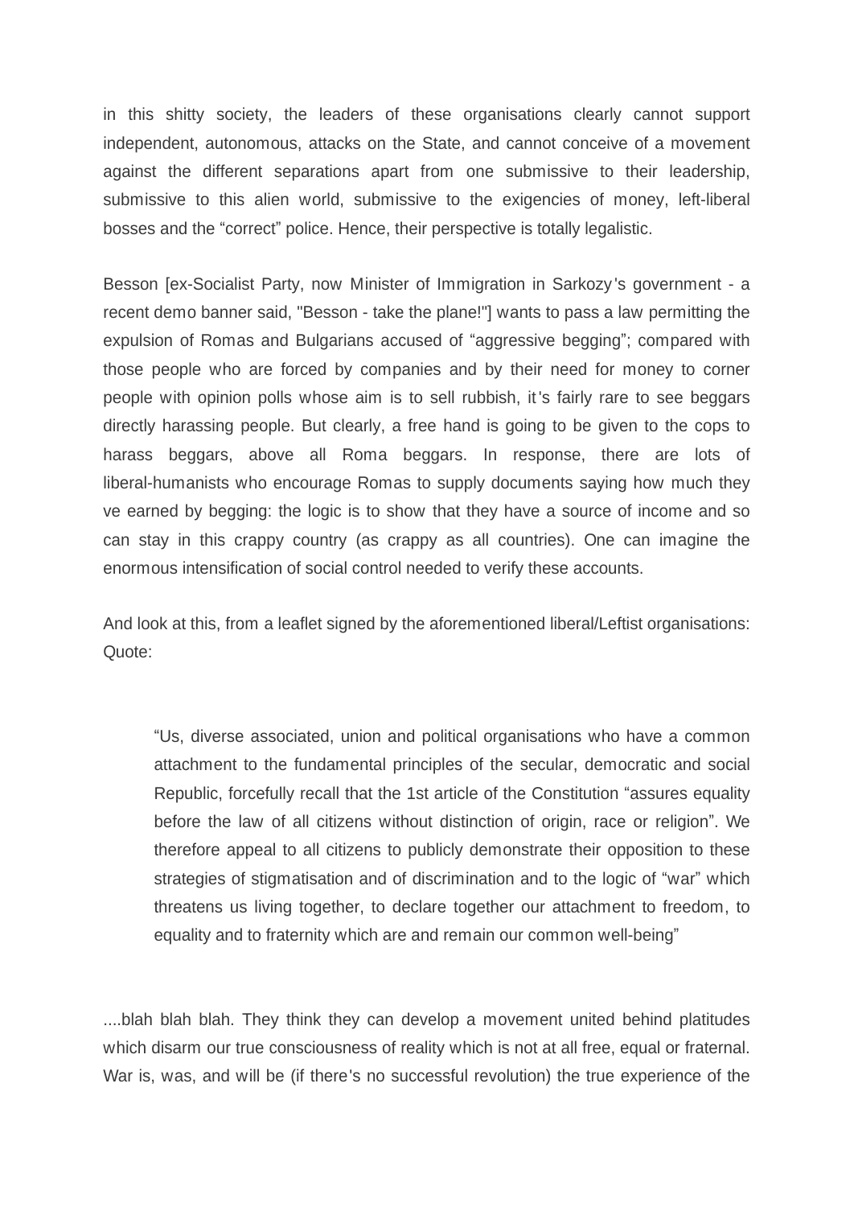in this shitty society, the leaders of these organisations clearly cannot support independent, autonomous, attacks on the State, and cannot conceive of a movement against the different separations apart from one submissive to their leadership, submissive to this alien world, submissive to the exigencies of money, left-liberal bosses and the “correct” police. Hence, their perspective is totally legalistic.

Besson [ex-Socialist Party, now Minister of Immigration in Sarkozy's government - a recent demo banner said, "Besson - take the plane!"] wants to pass a law permitting the expulsion of Romas and Bulgarians accused of “aggressive begging”; compared with those people who are forced by companies and by their need for money to corner people with opinion polls whose aim is to sell rubbish, it's fairly rare to see beggars directly harassing people. But clearly, a free hand is going to be given to the cops to harass beggars, above all Roma beggars. In response, there are lots of liberal-humanists who encourage Romas to supply documents saying how much they ve earned by begging: the logic is to show that they have a source of income and so can stay in this crappy country (as crappy as all countries). One can imagine the enormous intensification of social control needed to verify these accounts.

And look at this, from a leaflet signed by the aforementioned liberal/Leftist organisations: Quote:

> “Us, diverse associated, union and political organisations who have a common attachment to the fundamental principles of the secular, democratic and social Republic, forcefully recall that the 1st article of the Constitution “assures equality before the law of all citizens without distinction of origin, race or religion”. We therefore appeal to all citizens to publicly demonstrate their opposition to these strategies of stigmatisation and of discrimination and to the logic of “war” which threatens us living together, to declare together our attachment to freedom, to equality and to fraternity which are and remain our common well-being”

....blah blah blah. They think they can develop a movement united behind platitudes which disarm our true consciousness of reality which is not at all free, equal or fraternal. War is, was, and will be (if there's no successful revolution) the true experience of the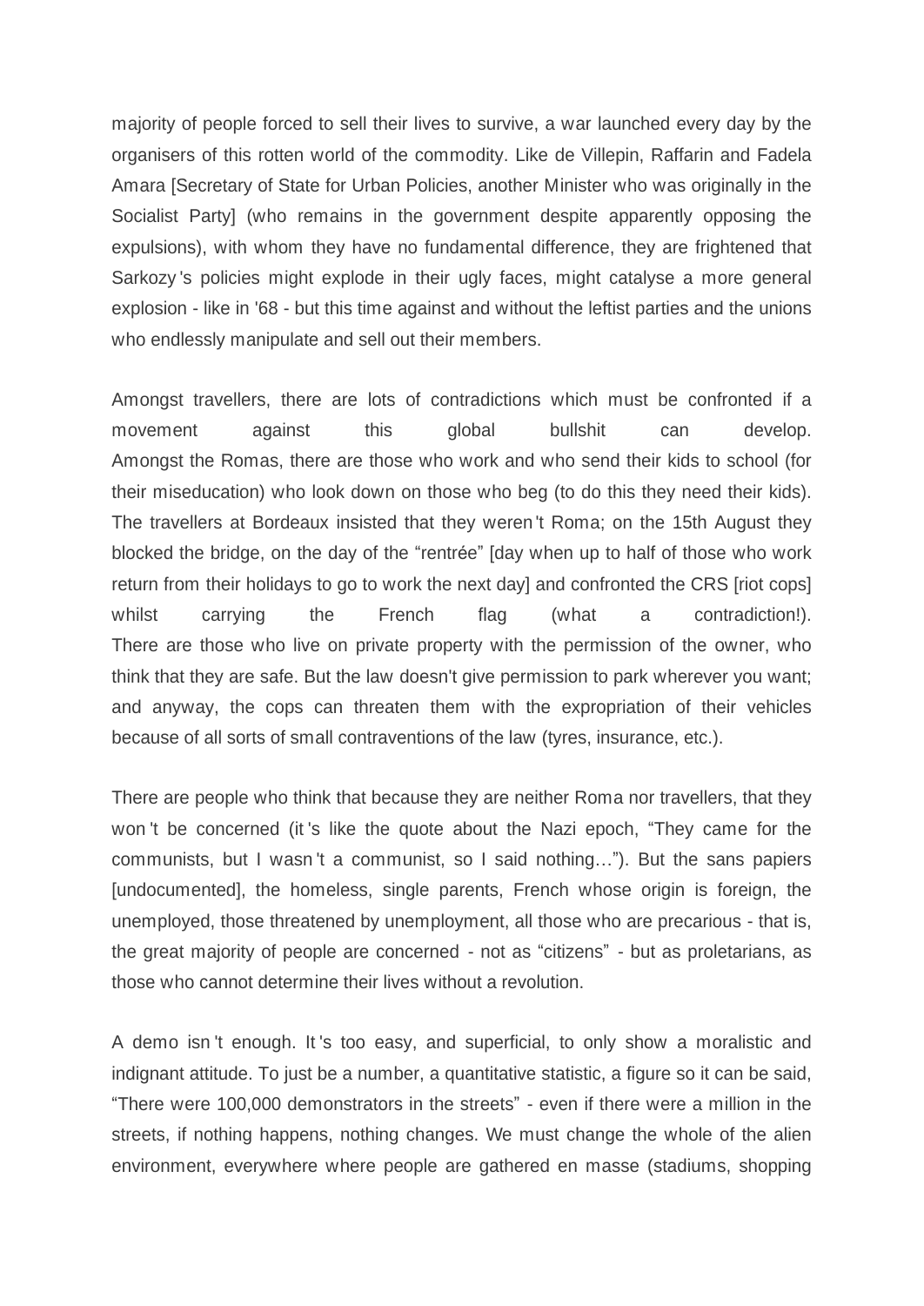majority of people forced to sell their lives to survive, a war launched every day by the organisers of this rotten world of the commodity. Like de Villepin, Raffarin and Fadela Amara [Secretary of State for Urban Policies, another Minister who was originally in the Socialist Party] (who remains in the government despite apparently opposing the expulsions), with whom they have no fundamental difference, they are frightened that Sarkozy's policies might explode in their ugly faces, might catalyse a more general explosion - like in '68 - but this time against and without the leftist parties and the unions who endlessly manipulate and sell out their members.

Amongst travellers, there are lots of contradictions which must be confronted if a movement against this global bullshit can develop.
Amongst the Romas, there are those who work and who send their kids to school (for their miseducation) who look down on those who beg (to do this they need their kids). The travellers at Bordeaux insisted that they weren't Roma; on the 15th August they blocked the bridge, on the day of the "rentrée" [day when up to half of those who work return from their holidays to go to work the next day] and confronted the CRS [riot cops] whilst carrying the French flag (what a contradiction!).
There are those who live on private property with the permission of the owner, who think that they are safe. But the law doesn't give permission to park wherever you want; and anyway, the cops can threaten them with the expropriation of their vehicles because of all sorts of small contraventions of the law (tyres, insurance, etc.).

There are people who think that because they are neither Roma nor travellers, that they won't be concerned (it's like the quote about the Nazi epoch, "They came for the communists, but I wasn't a communist, so I said nothing…"). But the sans papiers [undocumented], the homeless, single parents, French whose origin is foreign, the unemployed, those threatened by unemployment, all those who are precarious - that is, the great majority of people are concerned - not as "citizens" - but as proletarians, as those who cannot determine their lives without a revolution.

A demo isn't enough. It's too easy, and superficial, to only show a moralistic and indignant attitude. To just be a number, a quantitative statistic, a figure so it can be said, "There were 100,000 demonstrators in the streets" - even if there were a million in the streets, if nothing happens, nothing changes. We must change the whole of the alien environment, everywhere where people are gathered en masse (stadiums, shopping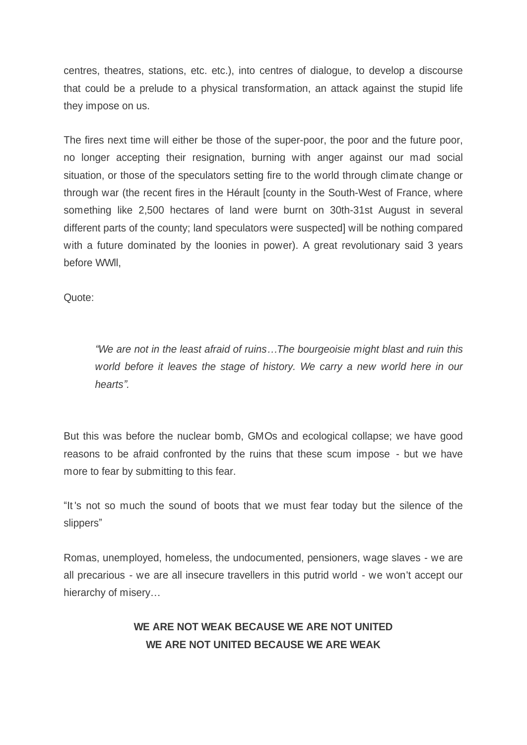centres, theatres, stations, etc. etc.), into centres of dialogue, to develop a discourse that could be a prelude to a physical transformation, an attack against the stupid life they impose on us.

The fires next time will either be those of the super-poor, the poor and the future poor, no longer accepting their resignation, burning with anger against our mad social situation, or those of the speculators setting fire to the world through climate change or through war (the recent fires in the Hérault [county in the South-West of France, where something like 2,500 hectares of land were burnt on 30th-31st August in several different parts of the county; land speculators were suspected] will be nothing compared with a future dominated by the loonies in power). A great revolutionary said 3 years before WWll,

Quote:

> *"We are not in the least afraid of ruins…The bourgeoisie might blast and ruin this world before it leaves the stage of history. We carry a new world here in our hearts".*

But this was before the nuclear bomb, GMOs and ecological collapse; we have good reasons to be afraid confronted by the ruins that these scum impose - but we have more to fear by submitting to this fear.

"It's not so much the sound of boots that we must fear today but the silence of the slippers"

Romas, unemployed, homeless, the undocumented, pensioners, wage slaves - we are all precarious - we are all insecure travellers in this putrid world - we won't accept our hierarchy of misery…

**WE ARE NOT WEAK BECAUSE WE ARE NOT UNITED**
**WE ARE NOT UNITED BECAUSE WE ARE WEAK**